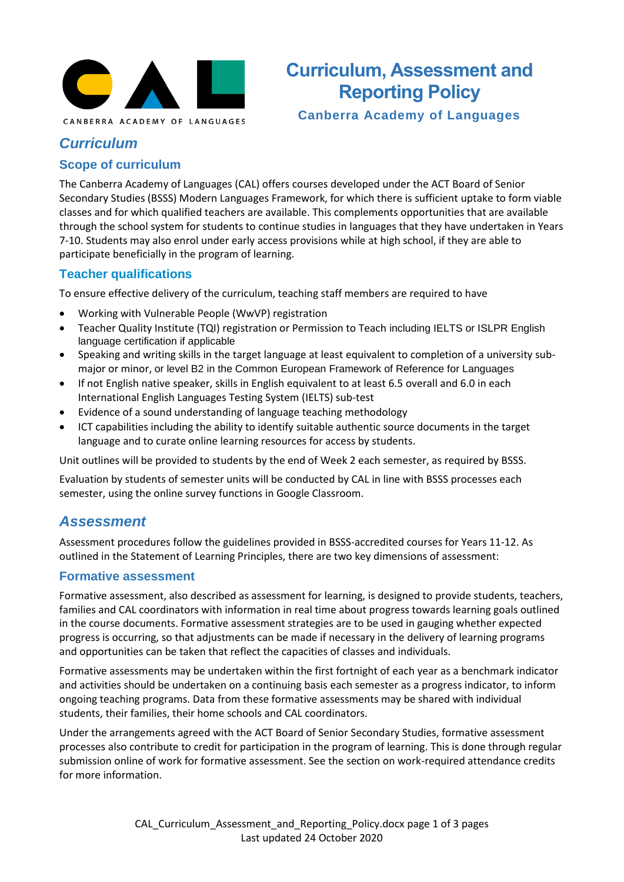# Curriculum, Assessment and Reporting Policy

**Canberra Academy of Languages**

## *Curriculum*

### Scope of curriculum

The Canberra Academy of Languages (CAL) offers courses developed under the ACT Board of Senior Secondary Studies (BSSS) Modern Languages Framework, for which there is sufficient uptake to form viable classes and for which qualified teachers are available. This complements opportunities that are available through the school system for students to continue studies in languages that they have undertaken in Years 7-10. Students may also enrol under early access provisions while at high school, if they are able to participate beneficially in the program of learning.

### Teacher qualifications

To ensure effective delivery of the curriculum, teaching staff members are required to have

- Working with Vulnerable People (WwVP) registration
- Teacher Quality Institute (TQI) registration or Permission to Teach including IELTS or ISLPR English language certification if applicable
- Speaking and writing skills in the target language at least equivalent to completion of a university sub-major or minor, or level B2 in the Common European Framework of Reference for Languages
- If not English native speaker, skills in English equivalent to at least 6.5 overall and 6.0 in each International English Languages Testing System (IELTS) sub-test
- Evidence of a sound understanding of language teaching methodology
- ICT capabilities including the ability to identify suitable authentic source documents in the target language and to curate online learning resources for access by students.

Unit outlines will be provided to students by the end of Week 2 each semester, as required by BSSS.

Evaluation by students of semester units will be conducted by CAL in line with BSSS processes each semester, using the online survey functions in Google Classroom.

## *Assessment*

Assessment procedures follow the guidelines provided in BSSS-accredited courses for Years 11-12. As outlined in the Statement of Learning Principles, there are two key dimensions of assessment:

### Formative assessment

Formative assessment, also described as assessment for learning, is designed to provide students, teachers, families and CAL coordinators with information in real time about progress towards learning goals outlined in the course documents. Formative assessment strategies are to be used in gauging whether expected progress is occurring, so that adjustments can be made if necessary in the delivery of learning programs and opportunities can be taken that reflect the capacities of classes and individuals.

Formative assessments may be undertaken within the first fortnight of each year as a benchmark indicator and activities should be undertaken on a continuing basis each semester as a progress indicator, to inform ongoing teaching programs. Data from these formative assessments may be shared with individual students, their families, their home schools and CAL coordinators.

Under the arrangements agreed with the ACT Board of Senior Secondary Studies, formative assessment processes also contribute to credit for participation in the program of learning. This is done through regular submission online of work for formative assessment. See the section on work-required attendance credits for more information.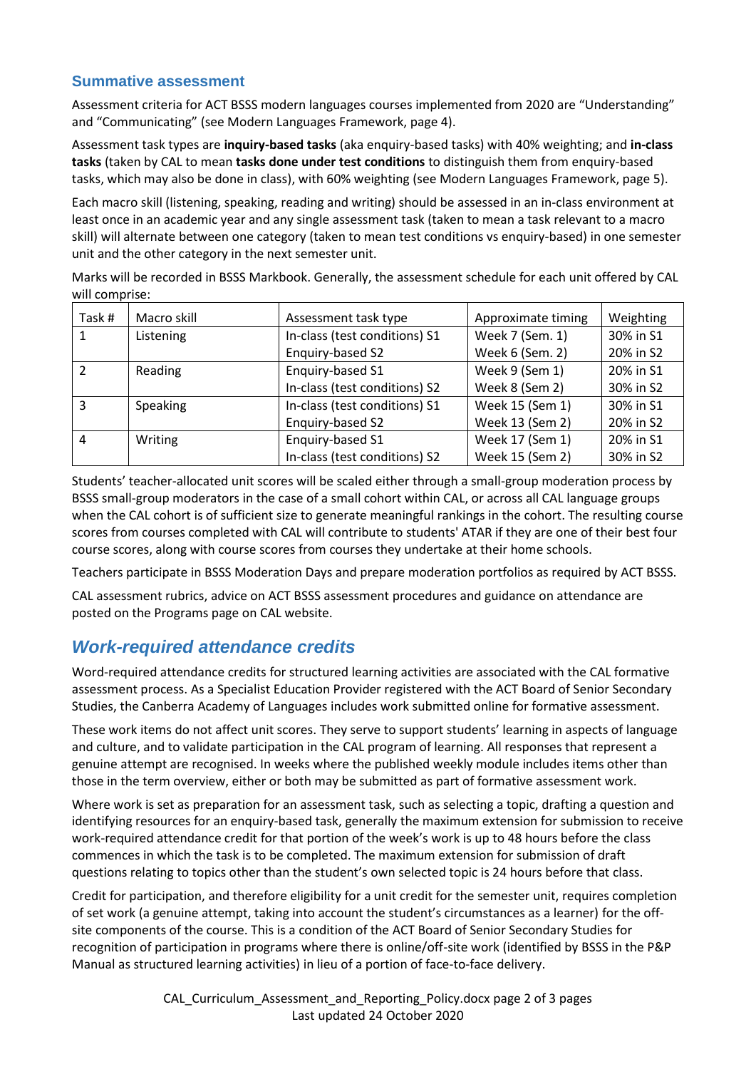### Summative assessment

Assessment criteria for ACT BSSS modern languages courses implemented from 2020 are "Understanding" and "Communicating" (see Modern Languages Framework, page 4).

Assessment task types are **inquiry-based tasks** (aka enquiry-based tasks) with 40% weighting; and **in-class tasks** (taken by CAL to mean **tasks done under test conditions** to distinguish them from enquiry-based tasks, which may also be done in class), with 60% weighting (see Modern Languages Framework, page 5).

Each macro skill (listening, speaking, reading and writing) should be assessed in an in-class environment at least once in an academic year and any single assessment task (taken to mean a task relevant to a macro skill) will alternate between one category (taken to mean test conditions vs enquiry-based) in one semester unit and the other category in the next semester unit.

Marks will be recorded in BSSS Markbook. Generally, the assessment schedule for each unit offered by CAL will comprise:

| Task # | Macro skill | Assessment task type | Approximate timing | Weighting |
|---|---|---|---|---|
| 1 | Listening | In-class (test conditions) S1<br>Enquiry-based S2 | Week 7 (Sem. 1)<br>Week 6 (Sem. 2) | 30% in S1<br>20% in S2 |
| 2 | Reading | Enquiry-based S1<br>In-class (test conditions) S2 | Week 9 (Sem 1)<br>Week 8 (Sem 2) | 20% in S1<br>30% in S2 |
| 3 | Speaking | In-class (test conditions) S1<br>Enquiry-based S2 | Week 15 (Sem 1)<br>Week 13 (Sem 2) | 30% in S1<br>20% in S2 |
| 4 | Writing | Enquiry-based S1<br>In-class (test conditions) S2 | Week 17 (Sem 1)<br>Week 15 (Sem 2) | 20% in S1<br>30% in S2 |

Students' teacher-allocated unit scores will be scaled either through a small-group moderation process by BSSS small-group moderators in the case of a small cohort within CAL, or across all CAL language groups when the CAL cohort is of sufficient size to generate meaningful rankings in the cohort. The resulting course scores from courses completed with CAL will contribute to students' ATAR if they are one of their best four course scores, along with course scores from courses they undertake at their home schools.

Teachers participate in BSSS Moderation Days and prepare moderation portfolios as required by ACT BSSS.

CAL assessment rubrics, advice on ACT BSSS assessment procedures and guidance on attendance are posted on the Programs page on CAL website.

## *Work-required attendance credits*

Word-required attendance credits for structured learning activities are associated with the CAL formative assessment process. As a Specialist Education Provider registered with the ACT Board of Senior Secondary Studies, the Canberra Academy of Languages includes work submitted online for formative assessment.

These work items do not affect unit scores. They serve to support students' learning in aspects of language and culture, and to validate participation in the CAL program of learning. All responses that represent a genuine attempt are recognised. In weeks where the published weekly module includes items other than those in the term overview, either or both may be submitted as part of formative assessment work.

Where work is set as preparation for an assessment task, such as selecting a topic, drafting a question and identifying resources for an enquiry-based task, generally the maximum extension for submission to receive work-required attendance credit for that portion of the week's work is up to 48 hours before the class commences in which the task is to be completed. The maximum extension for submission of draft questions relating to topics other than the student's own selected topic is 24 hours before that class.

Credit for participation, and therefore eligibility for a unit credit for the semester unit, requires completion of set work (a genuine attempt, taking into account the student's circumstances as a learner) for the off-site components of the course. This is a condition of the ACT Board of Senior Secondary Studies for recognition of participation in programs where there is online/off-site work (identified by BSSS in the P&P Manual as structured learning activities) in lieu of a portion of face-to-face delivery.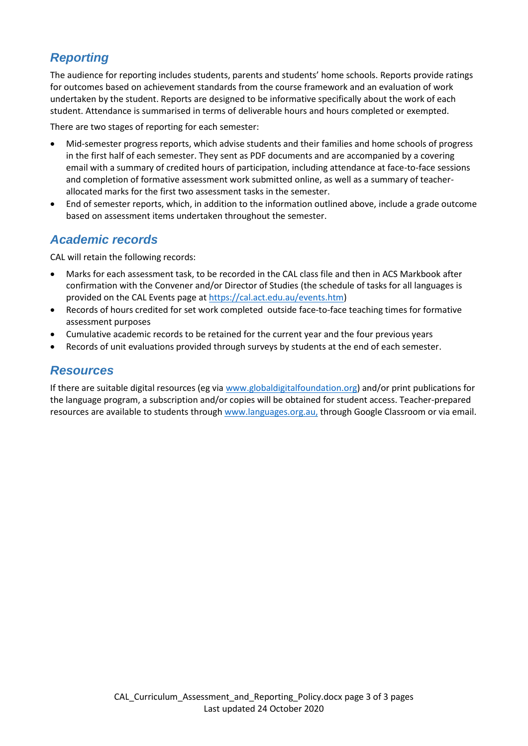## Reporting

The audience for reporting includes students, parents and students' home schools. Reports provide ratings for outcomes based on achievement standards from the course framework and an evaluation of work undertaken by the student. Reports are designed to be informative specifically about the work of each student. Attendance is summarised in terms of deliverable hours and hours completed or exempted.

There are two stages of reporting for each semester:

- Mid-semester progress reports, which advise students and their families and home schools of progress in the first half of each semester. They sent as PDF documents and are accompanied by a covering email with a summary of credited hours of participation, including attendance at face-to-face sessions and completion of formative assessment work submitted online, as well as a summary of teacher-allocated marks for the first two assessment tasks in the semester.
- End of semester reports, which, in addition to the information outlined above, include a grade outcome based on assessment items undertaken throughout the semester.

## Academic records

CAL will retain the following records:

- Marks for each assessment task, to be recorded in the CAL class file and then in ACS Markbook after confirmation with the Convener and/or Director of Studies (the schedule of tasks for all languages is provided on the CAL Events page at https://cal.act.edu.au/events.htm)
- Records of hours credited for set work completed outside face-to-face teaching times for formative assessment purposes
- Cumulative academic records to be retained for the current year and the four previous years
- Records of unit evaluations provided through surveys by students at the end of each semester.

## Resources

If there are suitable digital resources (eg via www.globaldigitalfoundation.org) and/or print publications for the language program, a subscription and/or copies will be obtained for student access. Teacher-prepared resources are available to students through www.languages.org.au, through Google Classroom or via email.